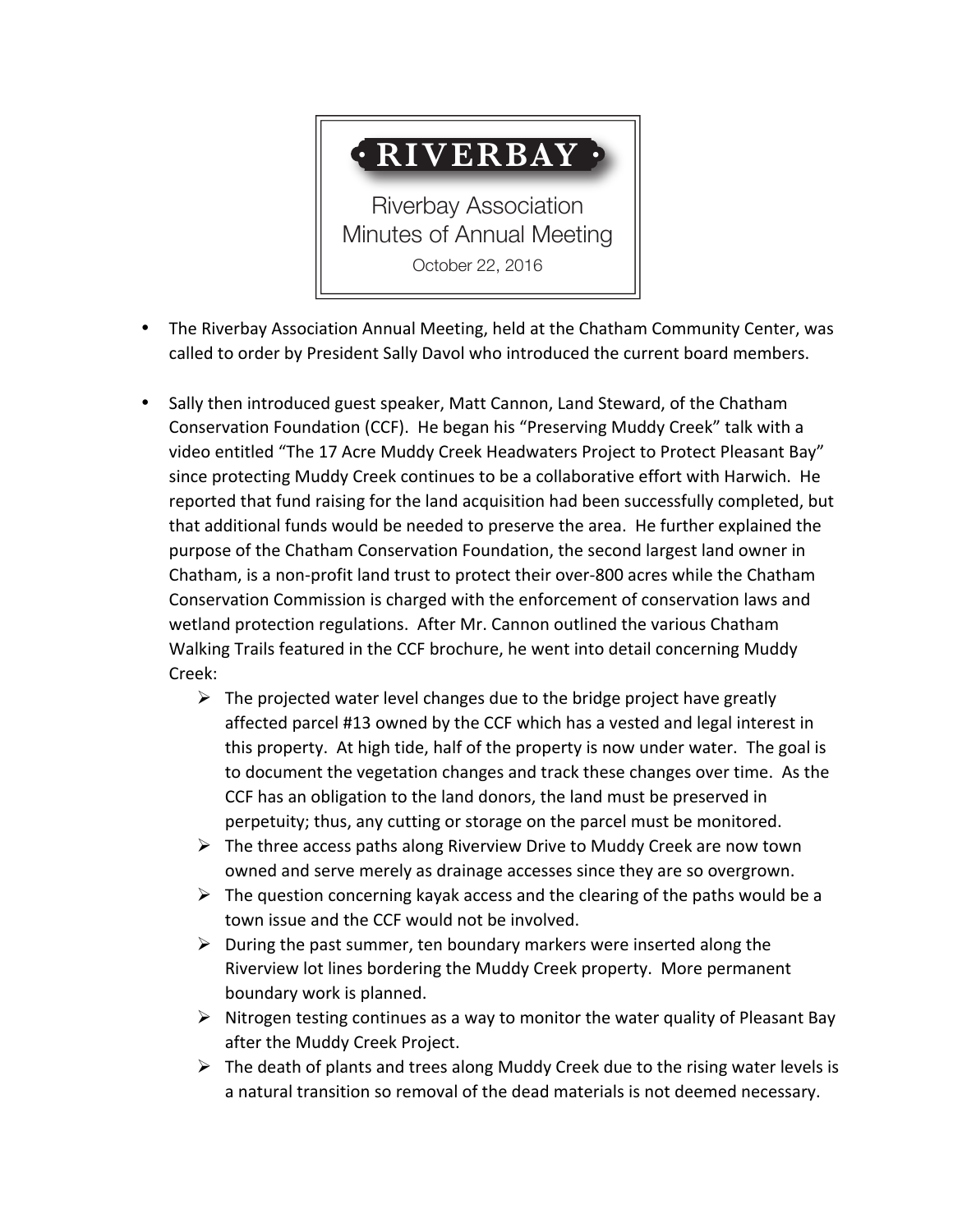# RIVERBAY

## Riverbay Association Minutes of Annual Meeting

October 22, 2016

- The Riverbay Association Annual Meeting, held at the Chatham Community Center, was called to order by President Sally Davol who introduced the current board members.

- Sally then introduced guest speaker, Matt Cannon, Land Steward, of the Chatham Conservation Foundation (CCF). He began his "Preserving Muddy Creek" talk with a video entitled "The 17 Acre Muddy Creek Headwaters Project to Protect Pleasant Bay" since protecting Muddy Creek continues to be a collaborative effort with Harwich. He reported that fund raising for the land acquisition had been successfully completed, but that additional funds would be needed to preserve the area. He further explained the purpose of the Chatham Conservation Foundation, the second largest land owner in Chatham, is a non-profit land trust to protect their over-800 acres while the Chatham Conservation Commission is charged with the enforcement of conservation laws and wetland protection regulations. After Mr. Cannon outlined the various Chatham Walking Trails featured in the CCF brochure, he went into detail concerning Muddy Creek:
  - The projected water level changes due to the bridge project have greatly affected parcel #13 owned by the CCF which has a vested and legal interest in this property. At high tide, half of the property is now under water. The goal is to document the vegetation changes and track these changes over time. As the CCF has an obligation to the land donors, the land must be preserved in perpetuity; thus, any cutting or storage on the parcel must be monitored.
  - The three access paths along Riverview Drive to Muddy Creek are now town owned and serve merely as drainage accesses since they are so overgrown.
  - The question concerning kayak access and the clearing of the paths would be a town issue and the CCF would not be involved.
  - During the past summer, ten boundary markers were inserted along the Riverview lot lines bordering the Muddy Creek property. More permanent boundary work is planned.
  - Nitrogen testing continues as a way to monitor the water quality of Pleasant Bay after the Muddy Creek Project.
  - The death of plants and trees along Muddy Creek due to the rising water levels is a natural transition so removal of the dead materials is not deemed necessary.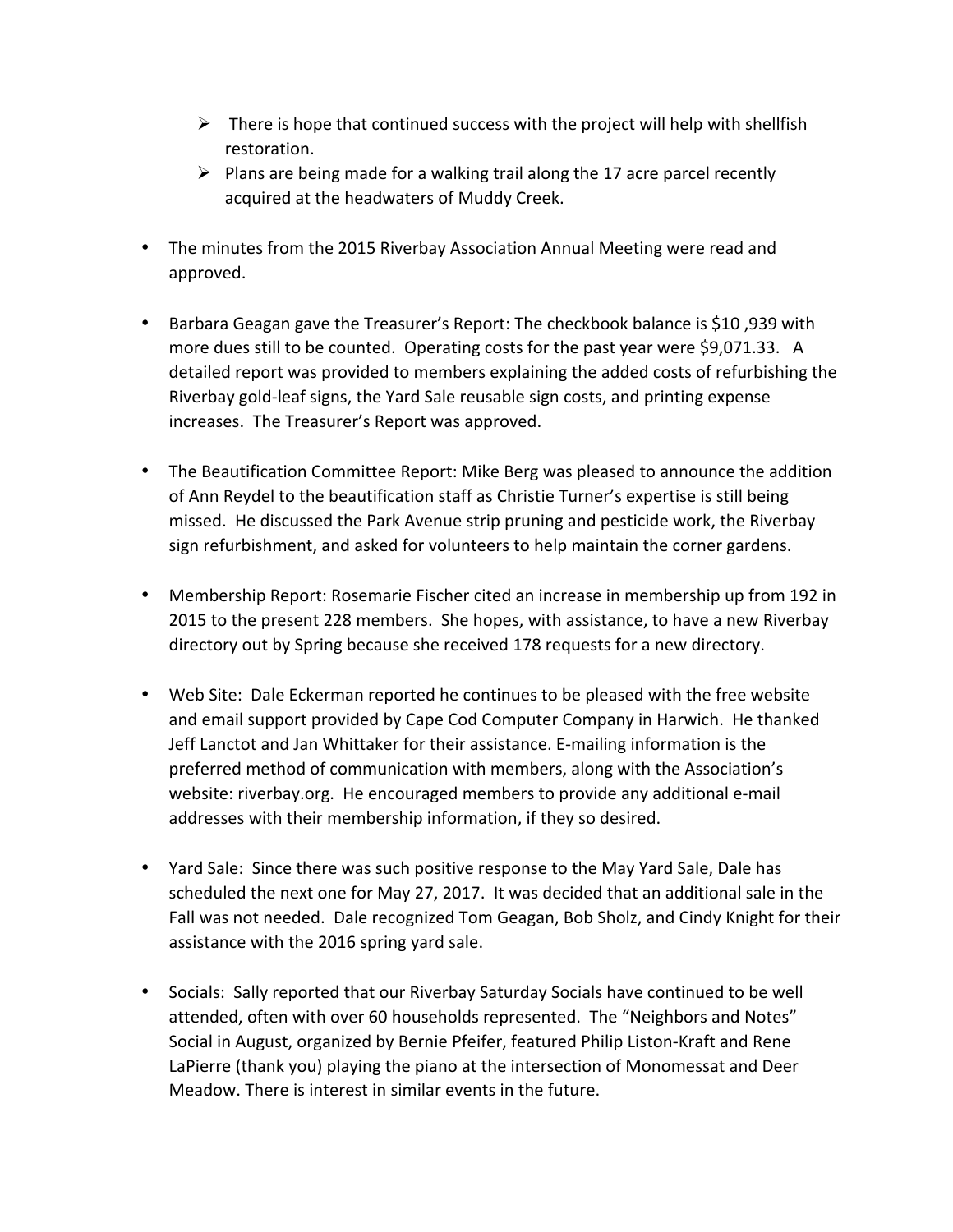- There is hope that continued success with the project will help with shellfish restoration.
  - Plans are being made for a walking trail along the 17 acre parcel recently acquired at the headwaters of Muddy Creek.

- The minutes from the 2015 Riverbay Association Annual Meeting were read and approved.

- Barbara Geagan gave the Treasurer's Report: The checkbook balance is $10 ,939 with more dues still to be counted. Operating costs for the past year were $9,071.33. A detailed report was provided to members explaining the added costs of refurbishing the Riverbay gold-leaf signs, the Yard Sale reusable sign costs, and printing expense increases. The Treasurer's Report was approved.

- The Beautification Committee Report: Mike Berg was pleased to announce the addition of Ann Reydel to the beautification staff as Christie Turner's expertise is still being missed. He discussed the Park Avenue strip pruning and pesticide work, the Riverbay sign refurbishment, and asked for volunteers to help maintain the corner gardens.

- Membership Report: Rosemarie Fischer cited an increase in membership up from 192 in 2015 to the present 228 members. She hopes, with assistance, to have a new Riverbay directory out by Spring because she received 178 requests for a new directory.

- Web Site: Dale Eckerman reported he continues to be pleased with the free website and email support provided by Cape Cod Computer Company in Harwich. He thanked Jeff Lanctot and Jan Whittaker for their assistance. E-mailing information is the preferred method of communication with members, along with the Association's website: riverbay.org. He encouraged members to provide any additional e-mail addresses with their membership information, if they so desired.

- Yard Sale: Since there was such positive response to the May Yard Sale, Dale has scheduled the next one for May 27, 2017. It was decided that an additional sale in the Fall was not needed. Dale recognized Tom Geagan, Bob Sholz, and Cindy Knight for their assistance with the 2016 spring yard sale.

- Socials: Sally reported that our Riverbay Saturday Socials have continued to be well attended, often with over 60 households represented. The "Neighbors and Notes" Social in August, organized by Bernie Pfeifer, featured Philip Liston-Kraft and Rene LaPierre (thank you) playing the piano at the intersection of Monomessat and Deer Meadow. There is interest in similar events in the future.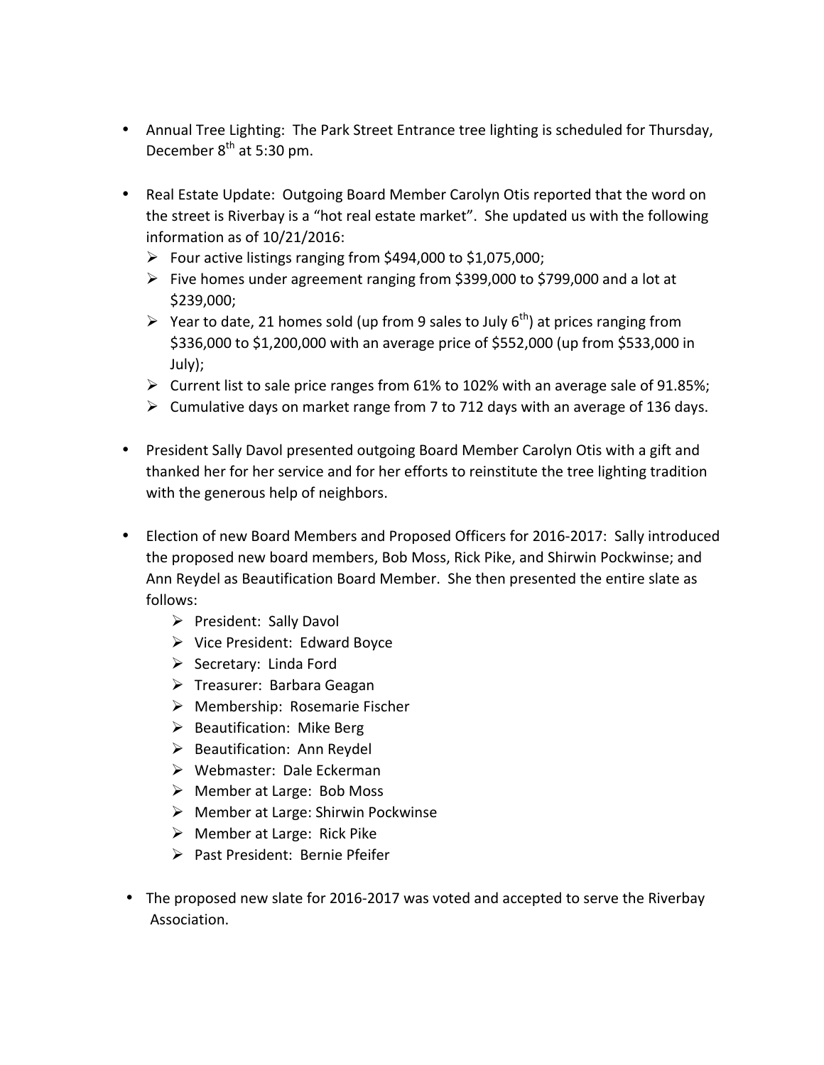- Annual Tree Lighting: The Park Street Entrance tree lighting is scheduled for Thursday, December 8th at 5:30 pm.

- Real Estate Update: Outgoing Board Member Carolyn Otis reported that the word on the street is Riverbay is a "hot real estate market". She updated us with the following information as of 10/21/2016:
  - Four active listings ranging from $494,000 to $1,075,000;
  - Five homes under agreement ranging from $399,000 to $799,000 and a lot at $239,000;
  - Year to date, 21 homes sold (up from 9 sales to July 6th) at prices ranging from $336,000 to $1,200,000 with an average price of $552,000 (up from $533,000 in July);
  - Current list to sale price ranges from 61% to 102% with an average sale of 91.85%;
  - Cumulative days on market range from 7 to 712 days with an average of 136 days.

- President Sally Davol presented outgoing Board Member Carolyn Otis with a gift and thanked her for her service and for her efforts to reinstitute the tree lighting tradition with the generous help of neighbors.

- Election of new Board Members and Proposed Officers for 2016-2017: Sally introduced the proposed new board members, Bob Moss, Rick Pike, and Shirwin Pockwinse; and Ann Reydel as Beautification Board Member. She then presented the entire slate as follows:
  - President: Sally Davol
  - Vice President: Edward Boyce
  - Secretary: Linda Ford
  - Treasurer: Barbara Geagan
  - Membership: Rosemarie Fischer
  - Beautification: Mike Berg
  - Beautification: Ann Reydel
  - Webmaster: Dale Eckerman
  - Member at Large: Bob Moss
  - Member at Large: Shirwin Pockwinse
  - Member at Large: Rick Pike
  - Past President: Bernie Pfeifer

- The proposed new slate for 2016-2017 was voted and accepted to serve the Riverbay Association.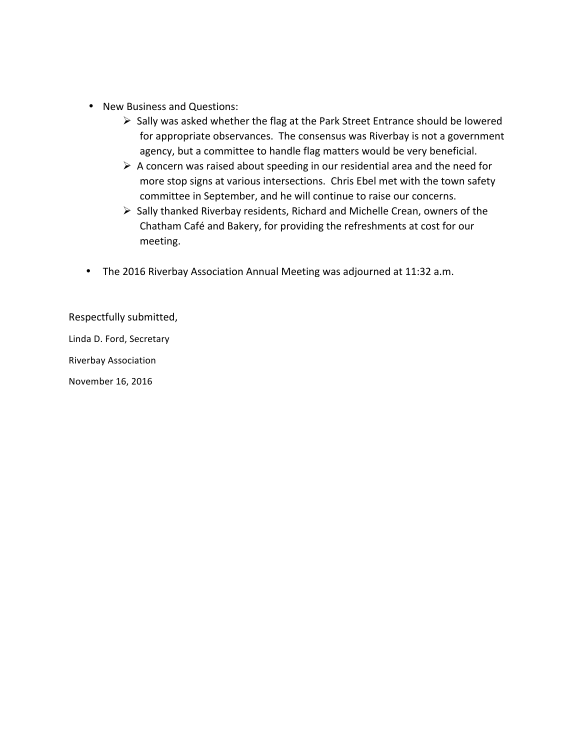- New Business and Questions:
  - Sally was asked whether the flag at the Park Street Entrance should be lowered for appropriate observances. The consensus was Riverbay is not a government agency, but a committee to handle flag matters would be very beneficial.
  - A concern was raised about speeding in our residential area and the need for more stop signs at various intersections. Chris Ebel met with the town safety committee in September, and he will continue to raise our concerns.
  - Sally thanked Riverbay residents, Richard and Michelle Crean, owners of the Chatham Café and Bakery, for providing the refreshments at cost for our meeting.

- The 2016 Riverbay Association Annual Meeting was adjourned at 11:32 a.m.

Respectfully submitted,

Linda D. Ford, Secretary

Riverbay Association

November 16, 2016